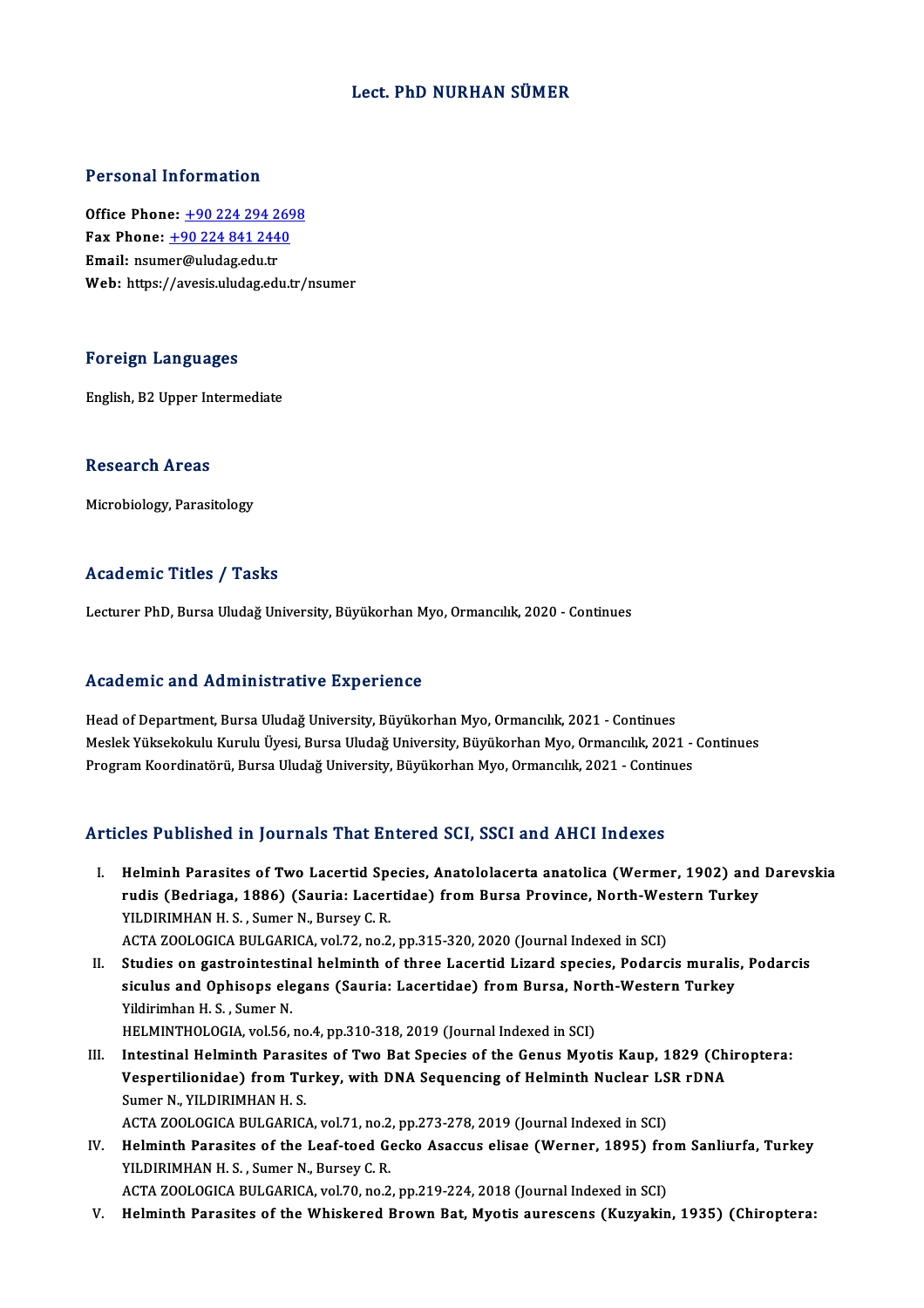# Lect. PhD NURHAN SÜMER

## Personal Information

**Office Phone:** +90 224 294 2698
**Fax Phone:** +90 224 841 2440
**Email:** nsumer@uludag.edu.tr
**Web:** https://avesis.uludag.edu.tr/nsumer

## Foreign Languages

English, B2 Upper Intermediate

## Research Areas

Microbiology, Parasitology

## Academic Titles / Tasks

Lecturer PhD, Bursa Uludağ University, Büyükorhan Myo, Ormancılık, 2020 - Continues

## Academic and Administrative Experience

Head of Department, Bursa Uludağ University, Büyükorhan Myo, Ormancılık, 2021 - Continues
Meslek Yüksekokulu Kurulu Üyesi, Bursa Uludağ University, Büyükorhan Myo, Ormancılık, 2021 - Continues
Program Koordinatörü, Bursa Uludağ University, Büyükorhan Myo, Ormancılık, 2021 - Continues

## Articles Published in Journals That Entered SCI, SSCI and AHCI Indexes

I. **Helminh Parasites of Two Lacertid Species, Anatololacerta anatolica (Wermer, 1902) and Darevskia rudis (Bedriaga, 1886) (Sauria: Lacertidae) from Bursa Province, North-Western Turkey**
YILDIRIMHAN H. S. , Sumer N., Bursey C. R.
ACTA ZOOLOGICA BULGARICA, vol.72, no.2, pp.315-320, 2020 (Journal Indexed in SCI)

II. **Studies on gastrointestinal helminth of three Lacertid Lizard species, Podarcis muralis, Podarcis siculus and Ophisops elegans (Sauria: Lacertidae) from Bursa, North-Western Turkey**
Yildirimhan H. S. , Sumer N.
HELMINTHOLOGIA, vol.56, no.4, pp.310-318, 2019 (Journal Indexed in SCI)

III. **Intestinal Helminth Parasites of Two Bat Species of the Genus Myotis Kaup, 1829 (Chiroptera: Vespertilionidae) from Turkey, with DNA Sequencing of Helminth Nuclear LSR rDNA**
Sumer N., YILDIRIMHAN H. S.
ACTA ZOOLOGICA BULGARICA, vol.71, no.2, pp.273-278, 2019 (Journal Indexed in SCI)

IV. **Helminth Parasites of the Leaf-toed Gecko Asaccus elisae (Werner, 1895) from Sanliurfa, Turkey**
YILDIRIMHAN H. S. , Sumer N., Bursey C. R.
ACTA ZOOLOGICA BULGARICA, vol.70, no.2, pp.219-224, 2018 (Journal Indexed in SCI)

V. **Helminth Parasites of the Whiskered Brown Bat, Myotis aurescens (Kuzyakin, 1935) (Chiroptera:**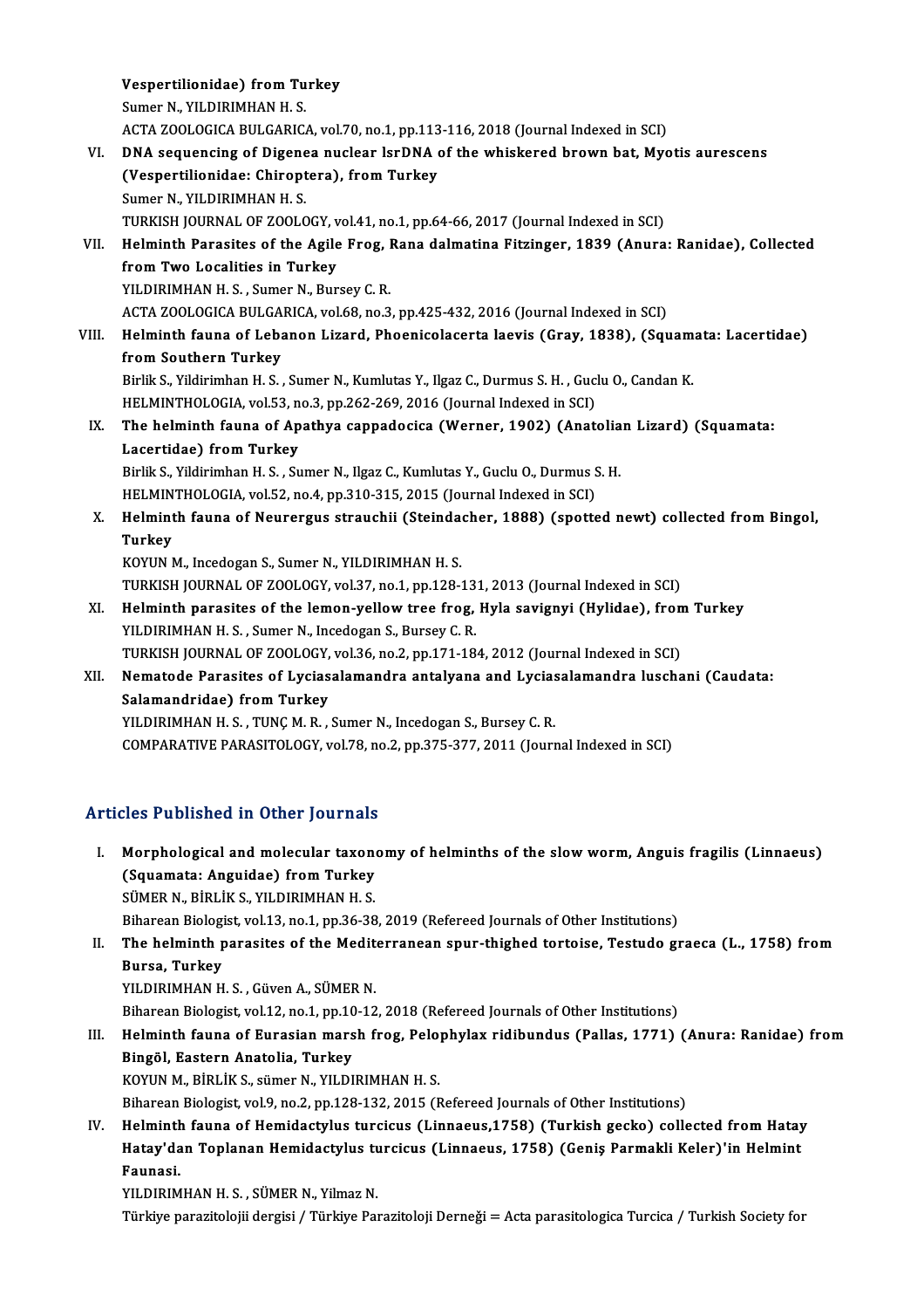Vespertilionidae) from Turkey
Sumer N., YILDIRIMHAN H. S.
ACTA ZOOLOGICA BULGARICA, vol.70, no.1, pp.113-116, 2018 (Journal Indexed in SCI)

VI. **DNA sequencing of Digenea nuclear lsrDNA of the whiskered brown bat, Myotis aurescens (Vespertilionidae: Chiroptera), from Turkey**
Sumer N., YILDIRIMHAN H. S.
TURKISH JOURNAL OF ZOOLOGY, vol.41, no.1, pp.64-66, 2017 (Journal Indexed in SCI)

VII. **Helminth Parasites of the Agile Frog, Rana dalmatina Fitzinger, 1839 (Anura: Ranidae), Collected from Two Localities in Turkey**
YILDIRIMHAN H. S. , Sumer N., Bursey C. R.
ACTA ZOOLOGICA BULGARICA, vol.68, no.3, pp.425-432, 2016 (Journal Indexed in SCI)

VIII. **Helminth fauna of Lebanon Lizard, Phoenicolacerta laevis (Gray, 1838), (Squamata: Lacertidae) from Southern Turkey**
Birlik S., Yildirimhan H. S. , Sumer N., Kumlutas Y., Ilgaz C., Durmus S. H. , Guclu O., Candan K.
HELMINTHOLOGIA, vol.53, no.3, pp.262-269, 2016 (Journal Indexed in SCI)

IX. **The helminth fauna of Apathya cappadocica (Werner, 1902) (Anatolian Lizard) (Squamata: Lacertidae) from Turkey**
Birlik S., Yildirimhan H. S. , Sumer N., Ilgaz C., Kumlutas Y., Guclu O., Durmus S. H.
HELMINTHOLOGIA, vol.52, no.4, pp.310-315, 2015 (Journal Indexed in SCI)

X. **Helminth fauna of Neurergus strauchii (Steindacher, 1888) (spotted newt) collected from Bingol, Turkey**
KOYUN M., Incedogan S., Sumer N., YILDIRIMHAN H. S.
TURKISH JOURNAL OF ZOOLOGY, vol.37, no.1, pp.128-131, 2013 (Journal Indexed in SCI)

XI. **Helminth parasites of the lemon-yellow tree frog, Hyla savignyi (Hylidae), from Turkey**
YILDIRIMHAN H. S. , Sumer N., Incedogan S., Bursey C. R.
TURKISH JOURNAL OF ZOOLOGY, vol.36, no.2, pp.171-184, 2012 (Journal Indexed in SCI)

XII. **Nematode Parasites of Lyciasalamandra antalyana and Lyciasalamandra luschani (Caudata: Salamandridae) from Turkey**
YILDIRIMHAN H. S. , TUNÇ M. R. , Sumer N., Incedogan S., Bursey C. R.
COMPARATIVE PARASITOLOGY, vol.78, no.2, pp.375-377, 2011 (Journal Indexed in SCI)

## Articles Published in Other Journals

I. **Morphological and molecular taxonomy of helminths of the slow worm, Anguis fragilis (Linnaeus) (Squamata: Anguidae) from Turkey**
SÜMER N., BİRLİK S., YILDIRIMHAN H. S.
Biharean Biologist, vol.13, no.1, pp.36-38, 2019 (Refereed Journals of Other Institutions)

II. **The helminth parasites of the Mediterranean spur-thighed tortoise, Testudo graeca (L., 1758) from Bursa, Turkey**
YILDIRIMHAN H. S. , Güven A., SÜMER N.
Biharean Biologist, vol.12, no.1, pp.10-12, 2018 (Refereed Journals of Other Institutions)

III. **Helminth fauna of Eurasian marsh frog, Pelophylax ridibundus (Pallas, 1771) (Anura: Ranidae) from Bingöl, Eastern Anatolia, Turkey**
KOYUN M., BİRLİK S., sümer N., YILDIRIMHAN H. S.
Biharean Biologist, vol.9, no.2, pp.128-132, 2015 (Refereed Journals of Other Institutions)

IV. **Helminth fauna of Hemidactylus turcicus (Linnaeus,1758) (Turkish gecko) collected from Hatay Hatay'dan Toplanan Hemidactylus turcicus (Linnaeus, 1758) (Geniş Parmakli Keler)'in Helmint Faunasi.**
YILDIRIMHAN H. S. , SÜMER N., Yilmaz N.
Türkiye parazitolojii dergisi / Türkiye Parazitoloji Derneği = Acta parasitologica Turcica / Turkish Society for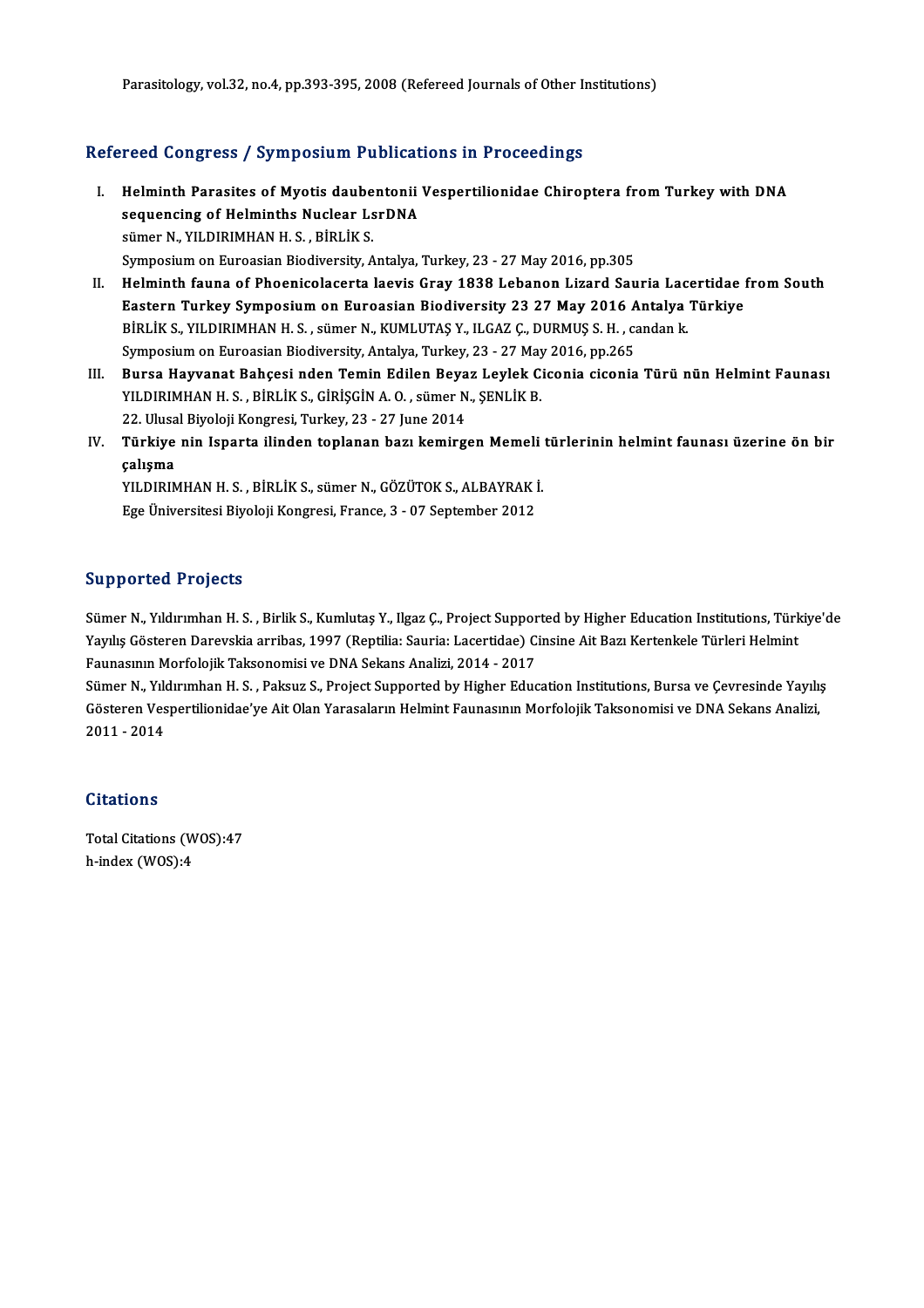Parasitology, vol.32, no.4, pp.393-395, 2008 (Refereed Journals of Other Institutions)

## Refereed Congress / Symposium Publications in Proceedings

I. **Helminth Parasites of Myotis daubentonii Vespertilionidae Chiroptera from Turkey with DNA sequencing of Helminths Nuclear LsrDNA**
   sümer N., YILDIRIMHAN H. S. , BİRLİK S.
   Symposium on Euroasian Biodiversity, Antalya, Turkey, 23 - 27 May 2016, pp.305

II. **Helminth fauna of Phoenicolacerta laevis Gray 1838 Lebanon Lizard Sauria Lacertidae from South Eastern Turkey Symposium on Euroasian Biodiversity 23 27 May 2016 Antalya Türkiye**
   BİRLİK S., YILDIRIMHAN H. S. , sümer N., KUMLUTAŞ Y., ILGAZ Ç., DURMUŞ S. H. , candan k.
   Symposium on Euroasian Biodiversity, Antalya, Turkey, 23 - 27 May 2016, pp.265

III. **Bursa Hayvanat Bahçesi nden Temin Edilen Beyaz Leylek Ciconia ciconia Türü nün Helmint Faunası**
   YILDIRIMHAN H. S. , BİRLİK S., GİRİŞGİN A. O. , sümer N., ŞENLİK B.
   22. Ulusal Biyoloji Kongresi, Turkey, 23 - 27 June 2014

IV. **Türkiye nin Isparta ilinden toplanan bazı kemirgen Memeli türlerinin helmint faunası üzerine ön bir çalışma**
   YILDIRIMHAN H. S. , BİRLİK S., sümer N., GÖZÜTOK S., ALBAYRAK İ.
   Ege Üniversitesi Biyoloji Kongresi, France, 3 - 07 September 2012

## Supported Projects

Sümer N., Yıldırımhan H. S. , Birlik S., Kumlutaş Y., Ilgaz Ç., Project Supported by Higher Education Institutions, Türkiye'de Yayılış Gösteren Darevskia arribas, 1997 (Reptilia: Sauria: Lacertidae) Cinsine Ait Bazı Kertenkele Türleri Helmint Faunasının Morfolojik Taksonomisi ve DNA Sekans Analizi, 2014 - 2017

Sümer N., Yıldırımhan H. S. , Paksuz S., Project Supported by Higher Education Institutions, Bursa ve Çevresinde Yayılış Gösteren Vespertilionidae'ye Ait Olan Yarasaların Helmint Faunasının Morfolojik Taksonomisi ve DNA Sekans Analizi, 2011 - 2014

## Citations

Total Citations (WOS):47
h-index (WOS):4